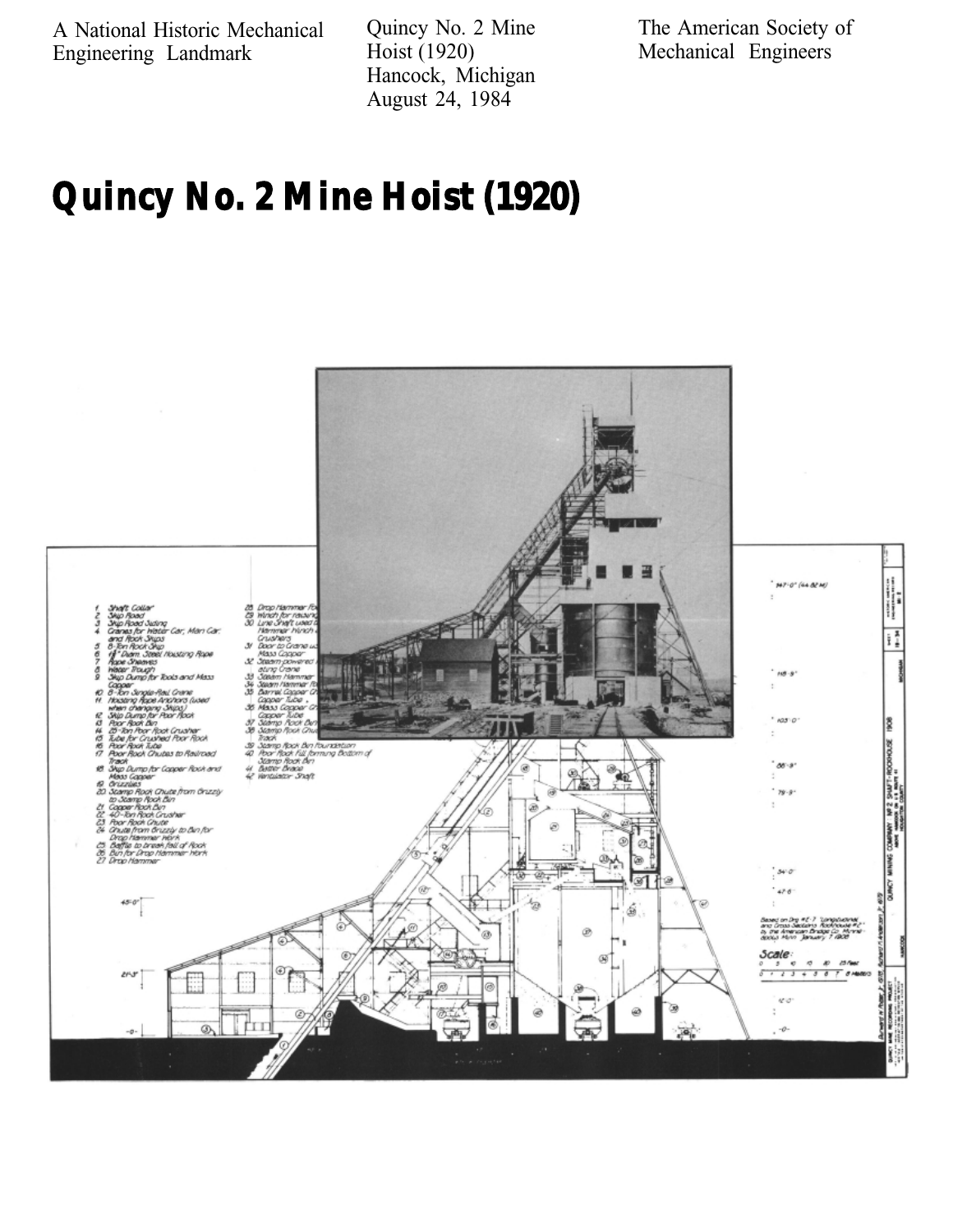A National Historic Mechanical Engineering Landmark

Quincy No. 2 Mine Hoist (1920)
Hancock, Michigan
August 24, 1984

The American Society of Mechanical Engineers

# Quincy No. 2 Mine Hoist (1920)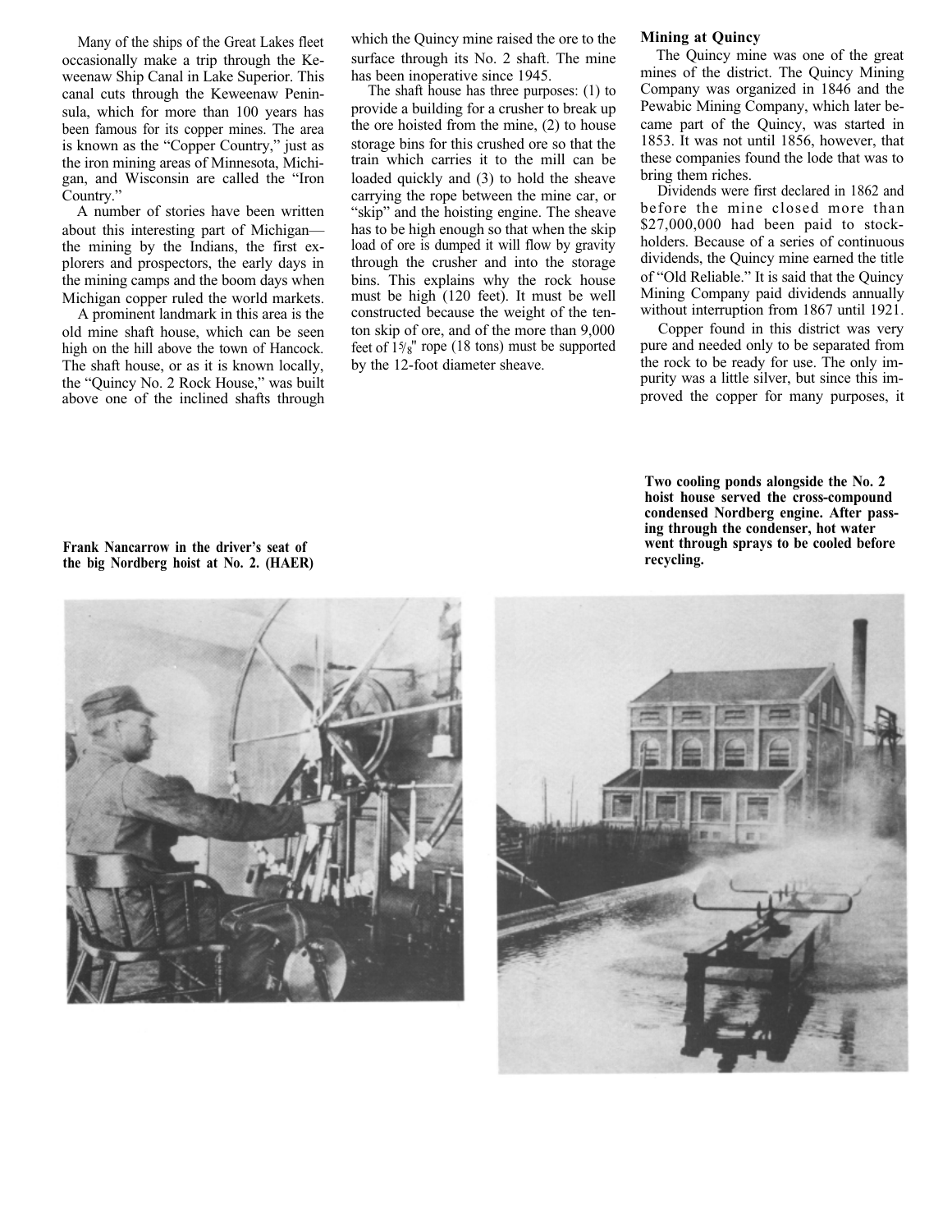Many of the ships of the Great Lakes fleet occasionally make a trip through the Keweenaw Ship Canal in Lake Superior. This canal cuts through the Keweenaw Peninsula, which for more than 100 years has been famous for its copper mines. The area is known as the "Copper Country," just as the iron mining areas of Minnesota, Michigan, and Wisconsin are called the "Iron Country."

A number of stories have been written about this interesting part of Michigan—the mining by the Indians, the first explorers and prospectors, the early days in the mining camps and the boom days when Michigan copper ruled the world markets.

A prominent landmark in this area is the old mine shaft house, which can be seen high on the hill above the town of Hancock. The shaft house, or as it is known locally, the "Quincy No. 2 Rock House," was built above one of the inclined shafts through which the Quincy mine raised the ore to the surface through its No. 2 shaft. The mine has been inoperative since 1945.

The shaft house has three purposes: (1) to provide a building for a crusher to break up the ore hoisted from the mine, (2) to house storage bins for this crushed ore so that the train which carries it to the mill can be loaded quickly and (3) to hold the sheave carrying the rope between the mine car, or "skip" and the hoisting engine. The sheave has to be high enough so that when the skip load of ore is dumped it will flow by gravity through the crusher and into the storage bins. This explains why the rock house must be high (120 feet). It must be well constructed because the weight of the ten-ton skip of ore, and of the more than 9,000 feet of 1⅝" rope (18 tons) must be supported by the 12-foot diameter sheave.

## Mining at Quincy

The Quincy mine was one of the great mines of the district. The Quincy Mining Company was organized in 1846 and the Pewabic Mining Company, which later became part of the Quincy, was started in 1853. It was not until 1856, however, that these companies found the lode that was to bring them riches.

Dividends were first declared in 1862 and before the mine closed more than $27,000,000 had been paid to stockholders. Because of a series of continuous dividends, the Quincy mine earned the title of "Old Reliable." It is said that the Quincy Mining Company paid dividends annually without interruption from 1867 until 1921.

Copper found in this district was very pure and needed only to be separated from the rock to be ready for use. The only impurity was a little silver, but since this improved the copper for many purposes, it

**Frank Nancarrow in the driver's seat of the big Nordberg hoist at No. 2. (HAER)**

**Two cooling ponds alongside the No. 2 hoist house served the cross-compound condensed Nordberg engine. After passing through the condenser, hot water went through sprays to be cooled before recycling.**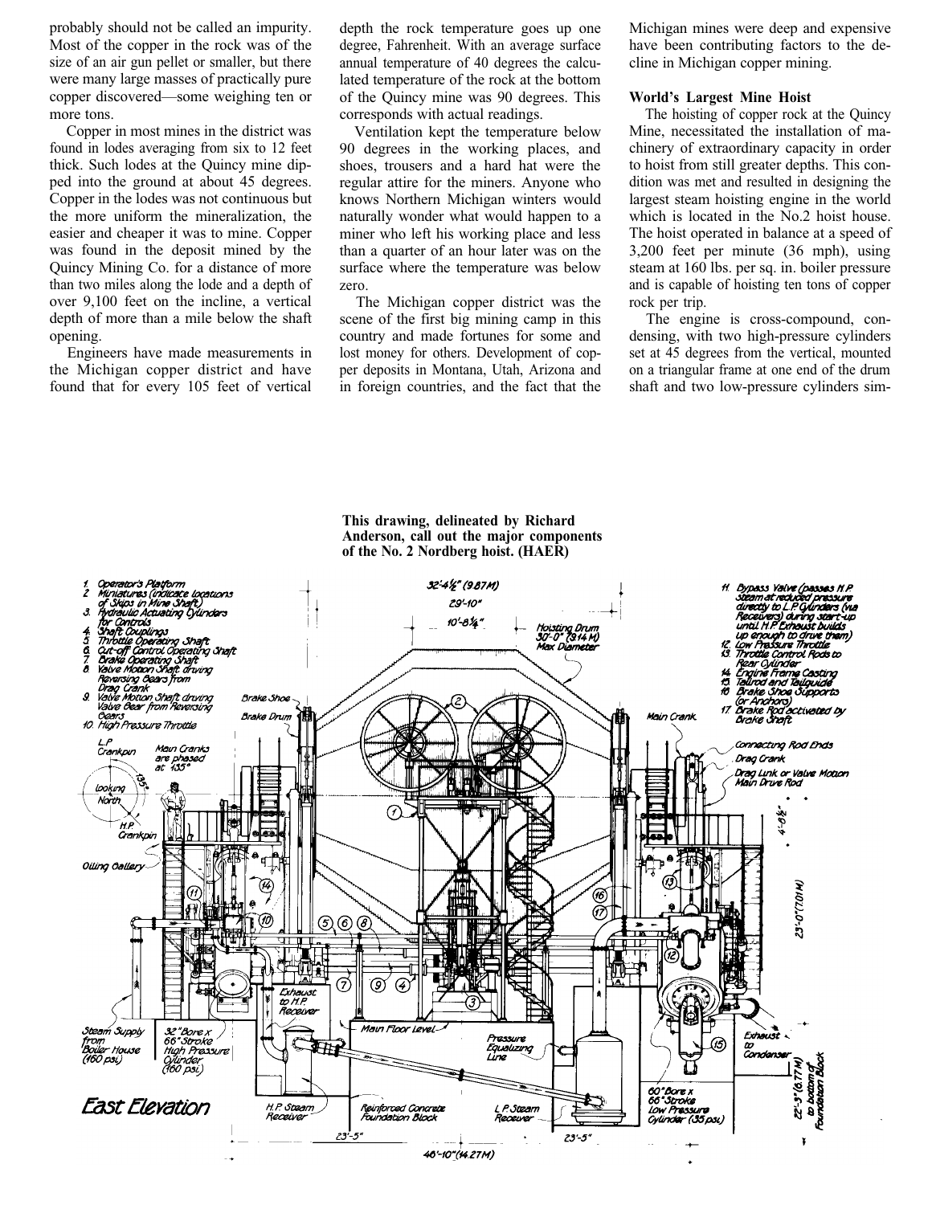probably should not be called an impurity. Most of the copper in the rock was of the size of an air gun pellet or smaller, but there were many large masses of practically pure copper discovered—some weighing ten or more tons.

Copper in most mines in the district was found in lodes averaging from six to 12 feet thick. Such lodes at the Quincy mine dipped into the ground at about 45 degrees. Copper in the lodes was not continuous but the more uniform the mineralization, the easier and cheaper it was to mine. Copper was found in the deposit mined by the Quincy Mining Co. for a distance of more than two miles along the lode and a depth of over 9,100 feet on the incline, a vertical depth of more than a mile below the shaft opening.

Engineers have made measurements in the Michigan copper district and have found that for every 105 feet of vertical depth the rock temperature goes up one degree, Fahrenheit. With an average surface annual temperature of 40 degrees the calculated temperature of the rock at the bottom of the Quincy mine was 90 degrees. This corresponds with actual readings.

Ventilation kept the temperature below 90 degrees in the working places, and shoes, trousers and a hard hat were the regular attire for the miners. Anyone who knows Northern Michigan winters would naturally wonder what would happen to a miner who left his working place and less than a quarter of an hour later was on the surface where the temperature was below zero.

The Michigan copper district was the scene of the first big mining camp in this country and made fortunes for some and lost money for others. Development of copper deposits in Montana, Utah, Arizona and in foreign countries, and the fact that the Michigan mines were deep and expensive have been contributing factors to the decline in Michigan copper mining.

**World's Largest Mine Hoist**

The hoisting of copper rock at the Quincy Mine, necessitated the installation of machinery of extraordinary capacity in order to hoist from still greater depths. This condition was met and resulted in designing the largest steam hoisting engine in the world which is located in the No.2 hoist house. The hoist operated in balance at a speed of 3,200 feet per minute (36 mph), using steam at 160 lbs. per sq. in. boiler pressure and is capable of hoisting ten tons of copper rock per trip.

The engine is cross-compound, condensing, with two high-pressure cylinders set at 45 degrees from the vertical, mounted on a triangular frame at one end of the drum shaft and two low-pressure cylinders sim-

**This drawing, delineated by Richard Anderson, call out the major components of the No. 2 Nordberg hoist. (HAER)**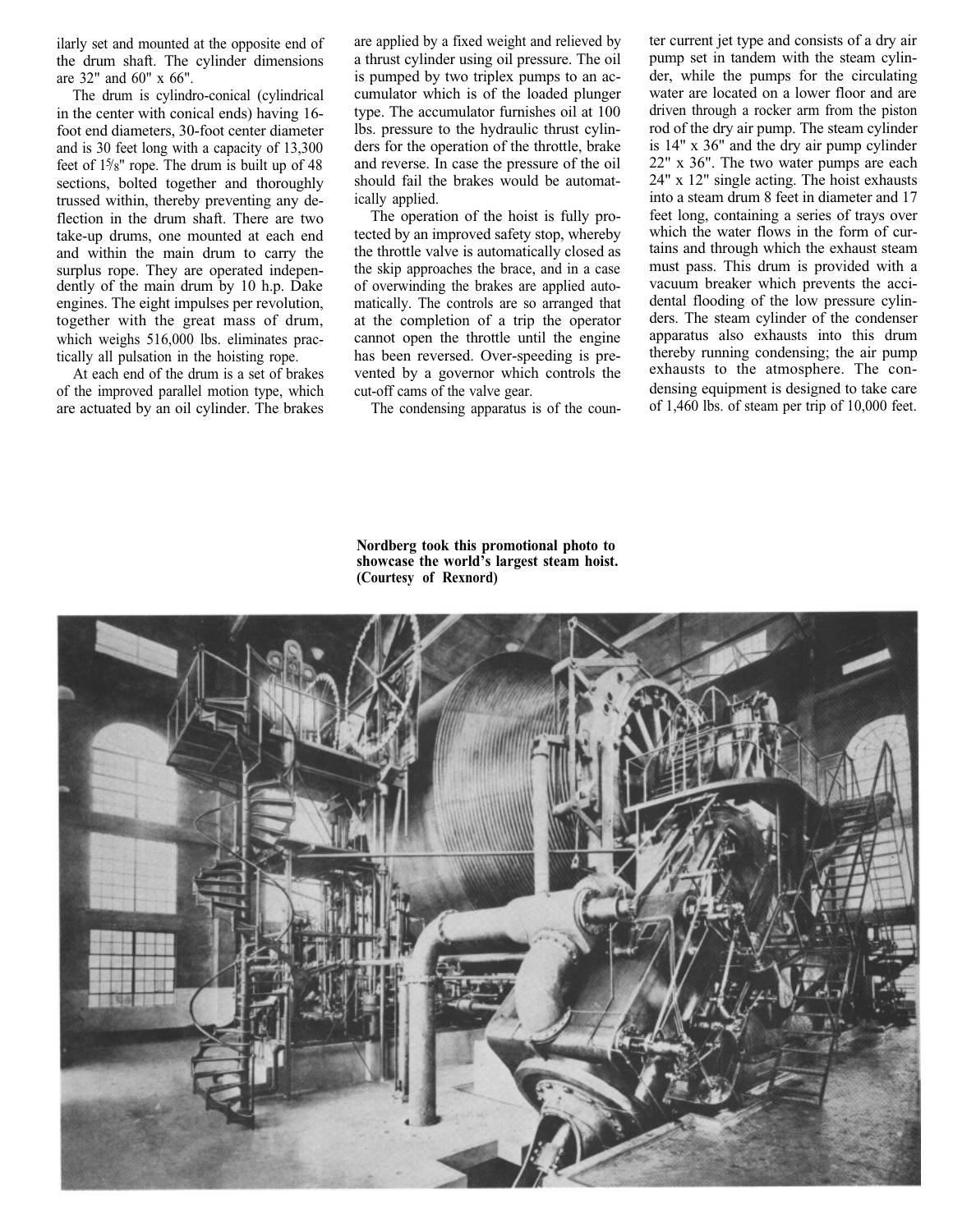ilarly set and mounted at the opposite end of the drum shaft. The cylinder dimensions are 32" and 60" x 66".

The drum is cylindro-conical (cylindrical in the center with conical ends) having 16-foot end diameters, 30-foot center diameter and is 30 feet long with a capacity of 13,300 feet of 1⅝" rope. The drum is built up of 48 sections, bolted together and thoroughly trussed within, thereby preventing any deflection in the drum shaft. There are two take-up drums, one mounted at each end and within the main drum to carry the surplus rope. They are operated independently of the main drum by 10 h.p. Dake engines. The eight impulses per revolution, together with the great mass of drum, which weighs 516,000 lbs. eliminates practically all pulsation in the hoisting rope.

At each end of the drum is a set of brakes of the improved parallel motion type, which are actuated by an oil cylinder. The brakes are applied by a fixed weight and relieved by a thrust cylinder using oil pressure. The oil is pumped by two triplex pumps to an accumulator which is of the loaded plunger type. The accumulator furnishes oil at 100 lbs. pressure to the hydraulic thrust cylinders for the operation of the throttle, brake and reverse. In case the pressure of the oil should fail the brakes would be automatically applied.

The operation of the hoist is fully protected by an improved safety stop, whereby the throttle valve is automatically closed as the skip approaches the brace, and in a case of overwinding the brakes are applied automatically. The controls are so arranged that at the completion of a trip the operator cannot open the throttle until the engine has been reversed. Over-speeding is prevented by a governor which controls the cut-off cams of the valve gear.

The condensing apparatus is of the counter current jet type and consists of a dry air pump set in tandem with the steam cylinder, while the pumps for the circulating water are located on a lower floor and are driven through a rocker arm from the piston rod of the dry air pump. The steam cylinder is 14" x 36" and the dry air pump cylinder 22" x 36". The two water pumps are each 24" x 12" single acting. The hoist exhausts into a steam drum 8 feet in diameter and 17 feet long, containing a series of trays over which the water flows in the form of curtains and through which the exhaust steam must pass. This drum is provided with a vacuum breaker which prevents the accidental flooding of the low pressure cylinders. The steam cylinder of the condenser apparatus also exhausts into this drum thereby running condensing; the air pump exhausts to the atmosphere. The condensing equipment is designed to take care of 1,460 lbs. of steam per trip of 10,000 feet.

**Nordberg took this promotional photo to showcase the world's largest steam hoist. (Courtesy of Rexnord)**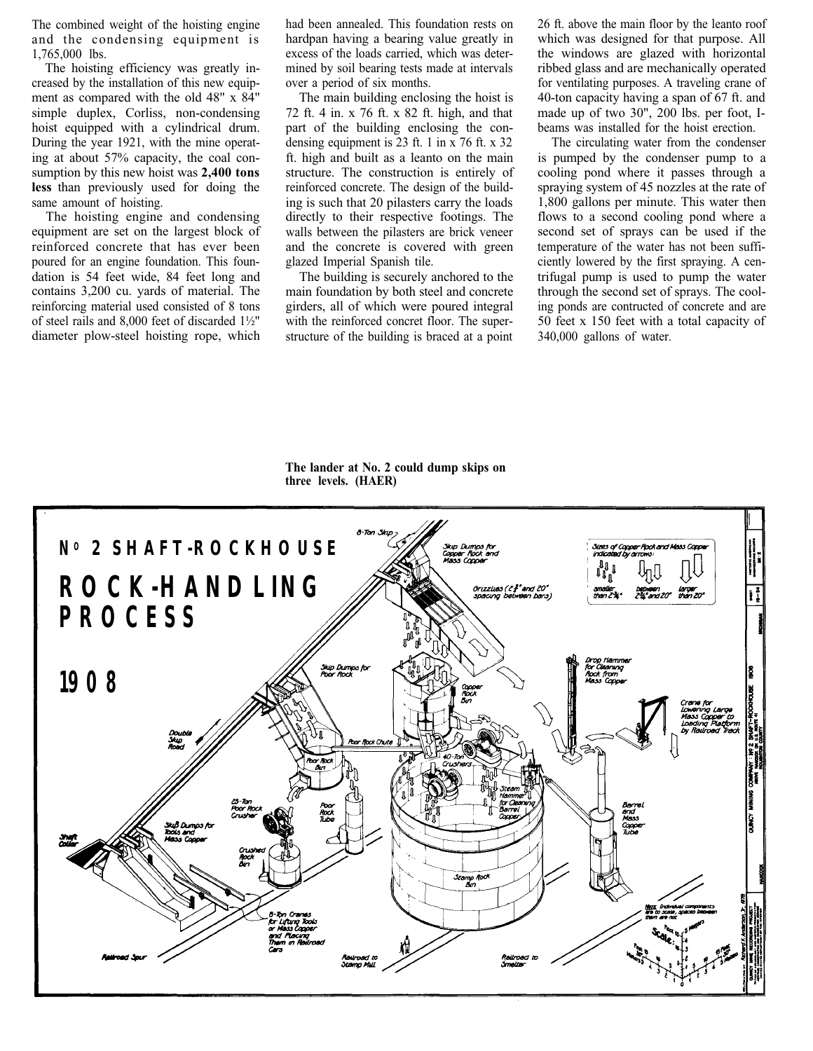The combined weight of the hoisting engine and the condensing equipment is 1,765,000 lbs.

The hoisting efficiency was greatly increased by the installation of this new equipment as compared with the old 48" x 84" simple duplex, Corliss, non-condensing hoist equipped with a cylindrical drum. During the year 1921, with the mine operating at about 57% capacity, the coal consumption by this new hoist was **2,400 tons less** than previously used for doing the same amount of hoisting.

The hoisting engine and condensing equipment are set on the largest block of reinforced concrete that has ever been poured for an engine foundation. This foundation is 54 feet wide, 84 feet long and contains 3,200 cu. yards of material. The reinforcing material used consisted of 8 tons of steel rails and 8,000 feet of discarded 1½" diameter plow-steel hoisting rope, which had been annealed. This foundation rests on hardpan having a bearing value greatly in excess of the loads carried, which was determined by soil bearing tests made at intervals over a period of six months.

The main building enclosing the hoist is 72 ft. 4 in. x 76 ft. x 82 ft. high, and that part of the building enclosing the condensing equipment is 23 ft. 1 in x 76 ft. x 32 ft. high and built as a leanto on the main structure. The construction is entirely of reinforced concrete. The design of the building is such that 20 pilasters carry the loads directly to their respective footings. The walls between the pilasters are brick veneer and the concrete is covered with green glazed Imperial Spanish tile.

The building is securely anchored to the main foundation by both steel and concrete girders, all of which were poured integral with the reinforced concret floor. The superstructure of the building is braced at a point 26 ft. above the main floor by the leanto roof which was designed for that purpose. All the windows are glazed with horizontal ribbed glass and are mechanically operated for ventilating purposes. A traveling crane of 40-ton capacity having a span of 67 ft. and made up of two 30", 200 lbs. per foot, I-beams was installed for the hoist erection.

The circulating water from the condenser is pumped by the condenser pump to a cooling pond where it passes through a spraying system of 45 nozzles at the rate of 1,800 gallons per minute. This water then flows to a second cooling pond where a second set of sprays can be used if the temperature of the water has not been sufficiently lowered by the first spraying. A centrifugal pump is used to pump the water through the second set of sprays. The cooling ponds are contructed of concrete and are 50 feet x 150 feet with a total capacity of 340,000 gallons of water.

**The lander at No. 2 could dump skips on three levels. (HAER)**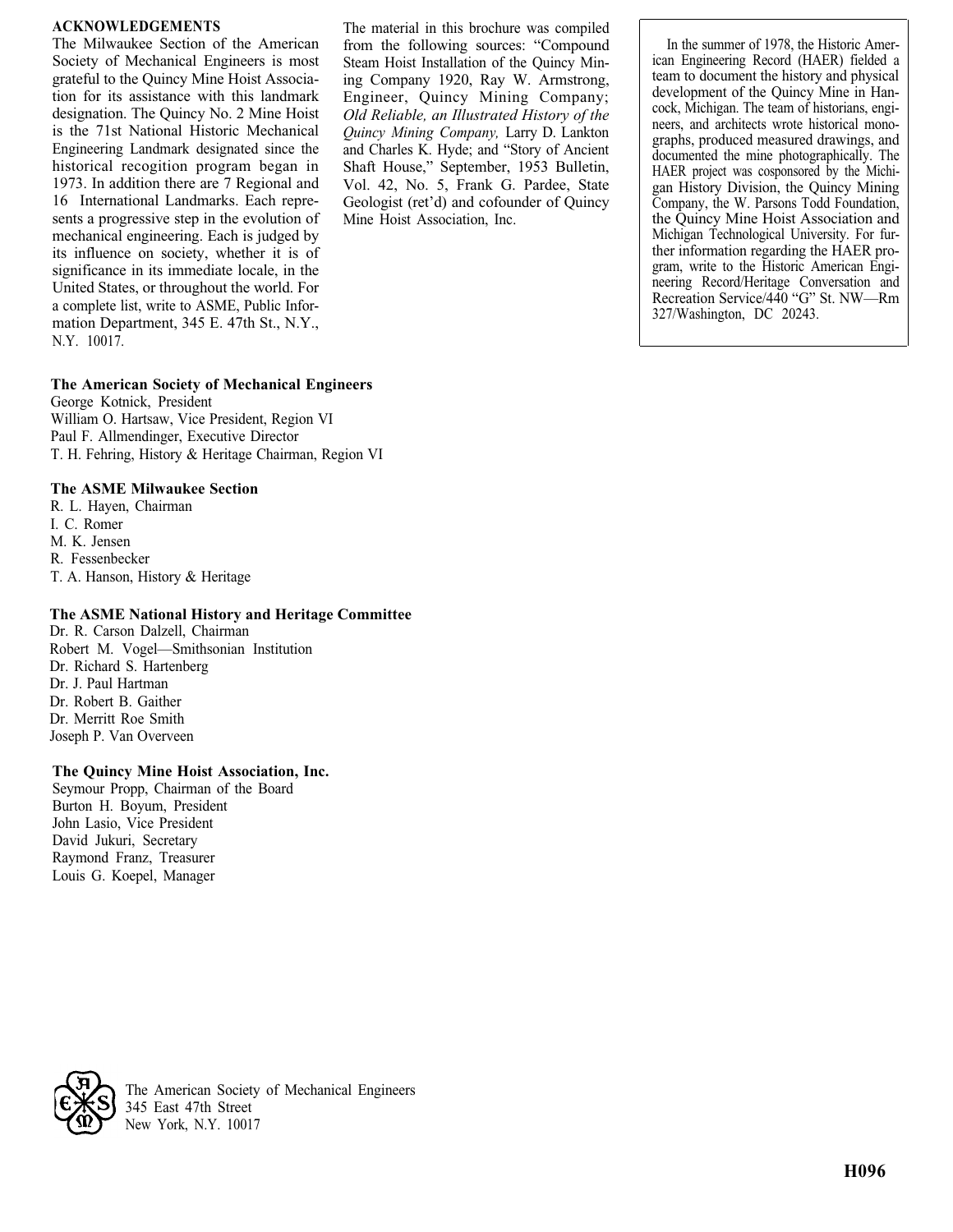**ACKNOWLEDGEMENTS**

The Milwaukee Section of the American Society of Mechanical Engineers is most grateful to the Quincy Mine Hoist Association for its assistance with this landmark designation. The Quincy No. 2 Mine Hoist is the 71st National Historic Mechanical Engineering Landmark designated since the historical recognition program began in 1973. In addition there are 7 Regional and 16 International Landmarks. Each represents a progressive step in the evolution of mechanical engineering. Each is judged by its influence on society, whether it is of significance in its immediate locale, in the United States, or throughout the world. For a complete list, write to ASME, Public Information Department, 345 E. 47th St., N.Y., N.Y. 10017.

The material in this brochure was compiled from the following sources: "Compound Steam Hoist Installation of the Quincy Mining Company 1920, Ray W. Armstrong, Engineer, Quincy Mining Company; *Old Reliable, an Illustrated History of the Quincy Mining Company,* Larry D. Lankton and Charles K. Hyde; and "Story of Ancient Shaft House," September, 1953 Bulletin, Vol. 42, No. 5, Frank G. Pardee, State Geologist (ret'd) and cofounder of Quincy Mine Hoist Association, Inc.

In the summer of 1978, the Historic American Engineering Record (HAER) fielded a team to document the history and physical development of the Quincy Mine in Hancock, Michigan. The team of historians, engineers, and architects wrote historical monographs, produced measured drawings, and documented the mine photographically. The HAER project was cosponsored by the Michigan History Division, the Quincy Mining Company, the W. Parsons Todd Foundation, the Quincy Mine Hoist Association and Michigan Technological University. For further information regarding the HAER program, write to the Historic American Engineering Record/Heritage Conversation and Recreation Service/440 "G" St. NW—Rm 327/Washington, DC 20243.

**The American Society of Mechanical Engineers**

George Kotnick, President
William O. Hartsaw, Vice President, Region VI
Paul F. Allmendinger, Executive Director
T. H. Fehring, History & Heritage Chairman, Region VI

**The ASME Milwaukee Section**

R. L. Hayen, Chairman
I. C. Romer
M. K. Jensen
R. Fessenbecker
T. A. Hanson, History & Heritage

**The ASME National History and Heritage Committee**

Dr. R. Carson Dalzell, Chairman
Robert M. Vogel—Smithsonian Institution
Dr. Richard S. Hartenberg
Dr. J. Paul Hartman
Dr. Robert B. Gaither
Dr. Merritt Roe Smith
Joseph P. Van Overveen

**The Quincy Mine Hoist Association, Inc.**

Seymour Propp, Chairman of the Board
Burton H. Boyum, President
John Lasio, Vice President
David Jukuri, Secretary
Raymond Franz, Treasurer
Louis G. Koepel, Manager

The American Society of Mechanical Engineers
345 East 47th Street
New York, N.Y. 10017

**H096**